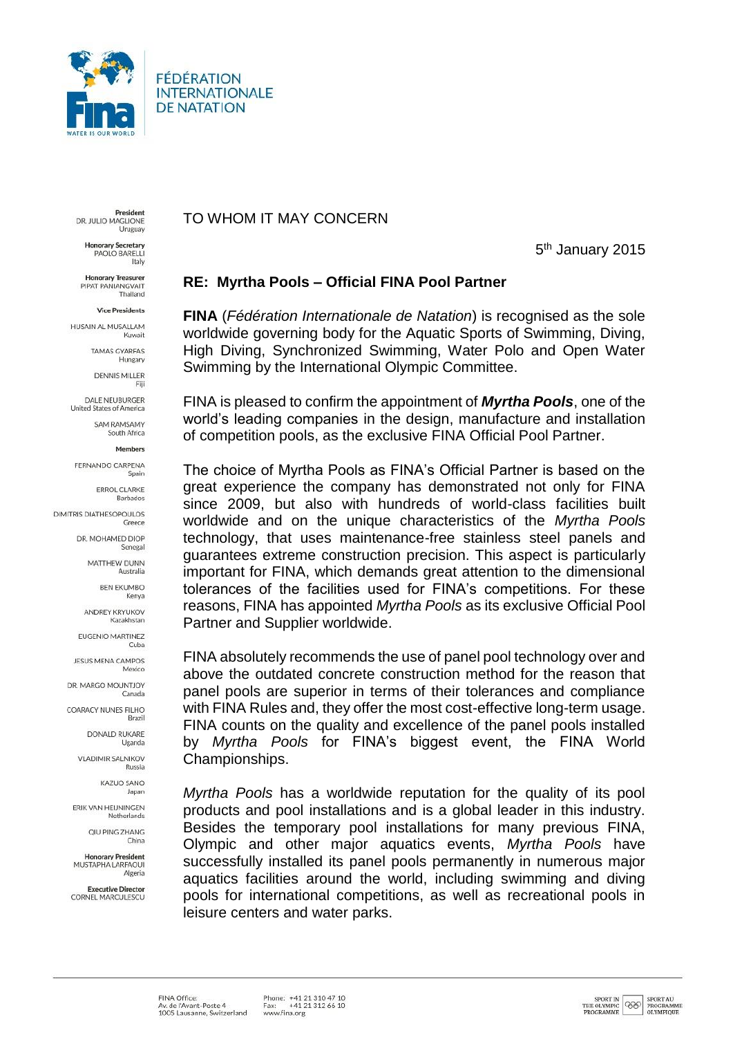FÉDÉRATION INTERNATIONALE DE NATATION

**President**
DR. JULIO MAGLIONE
Uruguay

**Honorary Secretary**
PAOLO BARELLI
Italy

**Honorary Treasurer**
PIPAT PANIANGVAIT
Thailand

**Vice Presidents**

HUSAIN AL MUSALLAM
Kuwait

TAMAS GYARFAS
Hungary

DENNIS MILLER
Fiji

DALE NEUBURGER
United States of America

SAM RAMSAMY
South Africa

**Members**

FERNANDO CARPENA
Spain

ERROL CLARKE
Barbados

DIMITRIS DIATHESOPOULOS
Greece

DR. MOHAMED DIOP
Senegal

MATTHEW DUNN
Australia

BEN EKUMBO
Kenya

ANDREY KRYUKOV
Kazakhstan

EUGENIO MARTINEZ
Cuba

JESUS MENA CAMPOS
Mexico

DR. MARGO MOUNTJOY
Canada

COARACY NUNES FILHO
Brazil

DONALD RUKARE
Uganda

VLADIMIR SALNIKOV
Russia

KAZUO SANO
Japan

ERIK VAN HEIJNINGEN
Netherlands

QIU PING ZHANG
China

**Honorary President**
MUSTAPHA LARFAOUI
Algeria

**Executive Director**
CORNEL MARCULESCU

TO WHOM IT MAY CONCERN

5th January 2015

**RE: Myrtha Pools – Official FINA Pool Partner**

**FINA** (*Fédération Internationale de Natation*) is recognised as the sole worldwide governing body for the Aquatic Sports of Swimming, Diving, High Diving, Synchronized Swimming, Water Polo and Open Water Swimming by the International Olympic Committee.

FINA is pleased to confirm the appointment of ***Myrtha Pools***, one of the world's leading companies in the design, manufacture and installation of competition pools, as the exclusive FINA Official Pool Partner.

The choice of Myrtha Pools as FINA's Official Partner is based on the great experience the company has demonstrated not only for FINA since 2009, but also with hundreds of world-class facilities built worldwide and on the unique characteristics of the *Myrtha Pools* technology, that uses maintenance-free stainless steel panels and guarantees extreme construction precision. This aspect is particularly important for FINA, which demands great attention to the dimensional tolerances of the facilities used for FINA's competitions. For these reasons, FINA has appointed *Myrtha Pools* as its exclusive Official Pool Partner and Supplier worldwide.

FINA absolutely recommends the use of panel pool technology over and above the outdated concrete construction method for the reason that panel pools are superior in terms of their tolerances and compliance with FINA Rules and, they offer the most cost-effective long-term usage. FINA counts on the quality and excellence of the panel pools installed by *Myrtha Pools* for FINA's biggest event, the FINA World Championships.

*Myrtha Pools* has a worldwide reputation for the quality of its pool products and pool installations and is a global leader in this industry. Besides the temporary pool installations for many previous FINA, Olympic and other major aquatics events, *Myrtha Pools* have successfully installed its panel pools permanently in numerous major aquatics facilities around the world, including swimming and diving pools for international competitions, as well as recreational pools in leisure centers and water parks.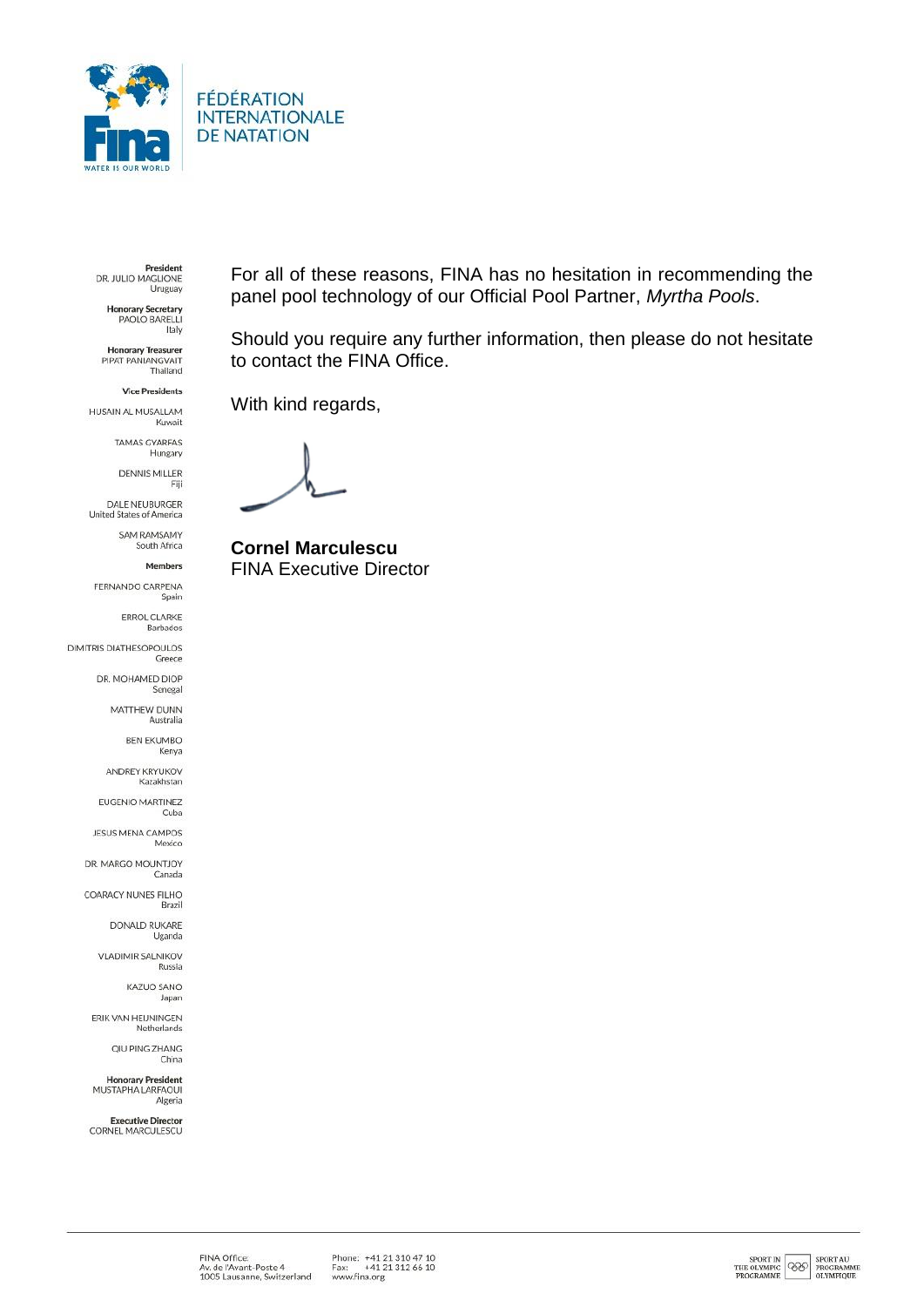FÉDÉRATION INTERNATIONALE DE NATATION

President
DR. JULIO MAGLIONE
Uruguay

Honorary Secretary
PAOLO BARELLI
Italy

Honorary Treasurer
PIPAT PANIANGVAIT
Thailand

Vice Presidents

HUSAIN AL MUSALLAM
Kuwait

TAMAS GYARFAS
Hungary

DENNIS MILLER
Fiji

DALE NEUBURGER
United States of America

SAM RAMSAMY
South Africa

Members

FERNANDO CARPENA
Spain

ERROL CLARKE
Barbados

DIMITRIS DIATHESOPOULOS
Greece

DR. MOHAMED DIOP
Senegal

MATTHEW DUNN
Australia

BEN EKUMBO
Kenya

ANDREY KRYUKOV
Kazakhstan

EUGENIO MARTINEZ
Cuba

JESUS MENA CAMPOS
Mexico

DR. MARGO MOUNTJOY
Canada

COARACY NUNES FILHO
Brazil

DONALD RUKARE
Uganda

VLADIMIR SALNIKOV
Russia

KAZUO SANO
Japan

ERIK VAN HEIJNINGEN
Netherlands

QIU PING ZHANG
China

Honorary President
MUSTAPHA LARFAOUI
Algeria

Executive Director
CORNEL MARCULESCU

For all of these reasons, FINA has no hesitation in recommending the panel pool technology of our Official Pool Partner, *Myrtha Pools*.

Should you require any further information, then please do not hesitate to contact the FINA Office.

With kind regards,

**Cornel Marculescu**
FINA Executive Director

FINA Office:
Av. de l'Avant-Poste 4
1005 Lausanne, Switzerland

Phone: +41 21 310 47 10
Fax: +41 21 312 66 10
www.fina.org

SPORT IN THE OLYMPIC PROGRAMME
SPORT AU PROGRAMME OLYMPIQUE